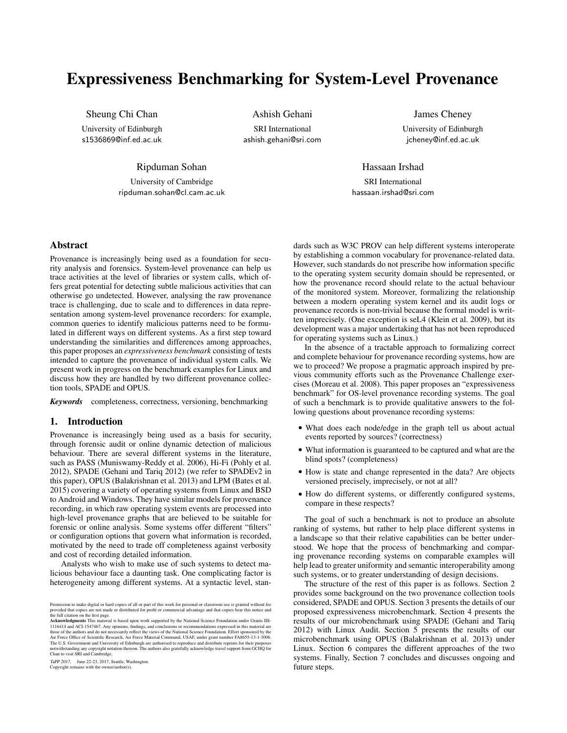# Expressiveness Benchmarking for System-Level Provenance

Sheung Chi Chan
University of Edinburgh
s1536869@inf.ed.ac.uk

Ashish Gehani
SRI International
ashish.gehani@sri.com

James Cheney
University of Edinburgh
jcheney@inf.ed.ac.uk

Ripduman Sohan
University of Cambridge
ripduman.sohan@cl.cam.ac.uk

Hassaan Irshad
SRI International
hassaan.irshad@sri.com

## Abstract

Provenance is increasingly being used as a foundation for security analysis and forensics. System-level provenance can help us trace activities at the level of libraries or system calls, which offers great potential for detecting subtle malicious activities that can otherwise go undetected. However, analysing the raw provenance trace is challenging, due to scale and to differences in data representation among system-level provenance recorders: for example, common queries to identify malicious patterns need to be formulated in different ways on different systems. As a first step toward understanding the similarities and differences among approaches, this paper proposes an *expressiveness benchmark* consisting of tests intended to capture the provenance of individual system calls. We present work in progress on the benchmark examples for Linux and discuss how they are handled by two different provenance collection tools, SPADE and OPUS.

***Keywords*** completeness, correctness, versioning, benchmarking

## 1. Introduction

Provenance is increasingly being used as a basis for security, through forensic audit or online dynamic detection of malicious behaviour. There are several different systems in the literature, such as PASS (Muniswamy-Reddy et al. 2006), Hi-Fi (Pohly et al. 2012), SPADE (Gehani and Tariq 2012) (we refer to SPADEv2 in this paper), OPUS (Balakrishnan et al. 2013) and LPM (Bates et al. 2015) covering a variety of operating systems from Linux and BSD to Android and Windows. They have similar models for provenance recording, in which raw operating system events are processed into high-level provenance graphs that are believed to be suitable for forensic or online analysis. Some systems offer different "filters" or configuration options that govern what information is recorded, motivated by the need to trade off completeness against verbosity and cost of recording detailed information.

Analysts who wish to make use of such systems to detect malicious behaviour face a daunting task. One complicating factor is heterogeneity among different systems. At a syntactic level, standards such as W3C PROV can help different systems interoperate by establishing a common vocabulary for provenance-related data. However, such standards do not prescribe how information specific to the operating system security domain should be represented, or how the provenance record should relate to the actual behaviour of the monitored system. Moreover, formalizing the relationship between a modern operating system kernel and its audit logs or provenance records is non-trivial because the formal model is written imprecisely. (One exception is seL4 (Klein et al. 2009), but its development was a major undertaking that has not been reproduced for operating systems such as Linux.)

In the absence of a tractable approach to formalizing correct and complete behaviour for provenance recording systems, how are we to proceed? We propose a pragmatic approach inspired by previous community efforts such as the Provenance Challenge exercises (Moreau et al. 2008). This paper proposes an "expressiveness benchmark" for OS-level provenance recording systems. The goal of such a benchmark is to provide qualitative answers to the following questions about provenance recording systems:

- What does each node/edge in the graph tell us about actual events reported by sources? (correctness)
- What information is guaranteed to be captured and what are the blind spots? (completeness)
- How is state and change represented in the data? Are objects versioned precisely, imprecisely, or not at all?
- How do different systems, or differently configured systems, compare in these respects?

The goal of such a benchmark is not to produce an absolute ranking of systems, but rather to help place different systems in a landscape so that their relative capabilities can be better understood. We hope that the process of benchmarking and comparing provenance recording systems on comparable examples will help lead to greater uniformity and semantic interoperability among such systems, or to greater understanding of design decisions.

The structure of the rest of this paper is as follows. Section 2 provides some background on the two provenance collection tools considered, SPADE and OPUS. Section 3 presents the details of our proposed expressiveness microbenchmark. Section 4 presents the results of our microbenchmark using SPADE (Gehani and Tariq 2012) with Linux Audit. Section 5 presents the results of our microbenchmark using OPUS (Balakrishnan et al. 2013) under Linux. Section 6 compares the different approaches of the two systems. Finally, Section 7 concludes and discusses ongoing and future steps.

Permission to make digital or hard copies of all or part of this work for personal or classroom use is granted without fee provided that copies are not made or distributed for profit or commercial advantage and that copies bear this notice and the full citation on the first page.
**Acknowledgments** This material is based upon work supported by the National Science Foundation under Grants IIS-1116414 and ACI-1547467. Any opinions, findings, and conclusions or recommendations expressed in this material are those of the authors and do not necessarily reflect the views of the National Science Foundation. Effort sponsored by the Air Force Office of Scientific Research, Air Force Material Command, USAF, under grant number FA8655-13-1-3006. The U.S. Government and University of Edinburgh are authorised to reproduce and distribute reprints for their purposes notwithstanding any copyright notation thereon. The authors also gratefully acknowledge travel support from GCHQ for Chan to visit SRI and Cambridge.

*TaPP 2017*, June 22-23, 2017, Seattle, Washington.
Copyright remains with the owner/author(s).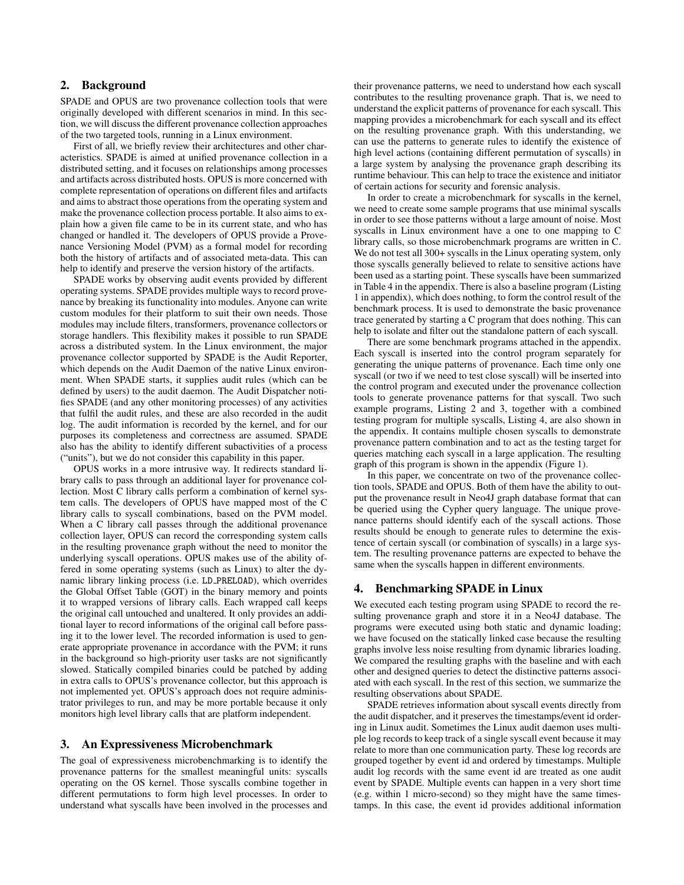## 2. Background

SPADE and OPUS are two provenance collection tools that were originally developed with different scenarios in mind. In this section, we will discuss the different provenance collection approaches of the two targeted tools, running in a Linux environment.

First of all, we briefly review their architectures and other characteristics. SPADE is aimed at unified provenance collection in a distributed setting, and it focuses on relationships among processes and artifacts across distributed hosts. OPUS is more concerned with complete representation of operations on different files and artifacts and aims to abstract those operations from the operating system and make the provenance collection process portable. It also aims to explain how a given file came to be in its current state, and who has changed or handled it. The developers of OPUS provide a Provenance Versioning Model (PVM) as a formal model for recording both the history of artifacts and of associated meta-data. This can help to identify and preserve the version history of the artifacts.

SPADE works by observing audit events provided by different operating systems. SPADE provides multiple ways to record provenance by breaking its functionality into modules. Anyone can write custom modules for their platform to suit their own needs. Those modules may include filters, transformers, provenance collectors or storage handlers. This flexibility makes it possible to run SPADE across a distributed system. In the Linux environment, the major provenance collector supported by SPADE is the Audit Reporter, which depends on the Audit Daemon of the native Linux environment. When SPADE starts, it supplies audit rules (which can be defined by users) to the audit daemon. The Audit Dispatcher notifies SPADE (and any other monitoring processes) of any activities that fulfil the audit rules, and these are also recorded in the audit log. The audit information is recorded by the kernel, and for our purposes its completeness and correctness are assumed. SPADE also has the ability to identify different subactivities of a process ("units"), but we do not consider this capability in this paper.

OPUS works in a more intrusive way. It redirects standard library calls to pass through an additional layer for provenance collection. Most C library calls perform a combination of kernel system calls. The developers of OPUS have mapped most of the C library calls to syscall combinations, based on the PVM model. When a C library call passes through the additional provenance collection layer, OPUS can record the corresponding system calls in the resulting provenance graph without the need to monitor the underlying syscall operations. OPUS makes use of the ability offered in some operating systems (such as Linux) to alter the dynamic library linking process (i.e. LD_PRELOAD), which overrides the Global Offset Table (GOT) in the binary memory and points it to wrapped versions of library calls. Each wrapped call keeps the original call untouched and unaltered. It only provides an additional layer to record informations of the original call before passing it to the lower level. The recorded information is used to generate appropriate provenance in accordance with the PVM; it runs in the background so high-priority user tasks are not significantly slowed. Statically compiled binaries could be patched by adding in extra calls to OPUS's provenance collector, but this approach is not implemented yet. OPUS's approach does not require administrator privileges to run, and may be more portable because it only monitors high level library calls that are platform independent.

## 3. An Expressiveness Microbenchmark

The goal of expressiveness microbenchmarking is to identify the provenance patterns for the smallest meaningful units: syscalls operating on the OS kernel. Those syscalls combine together in different permutations to form high level processes. In order to understand what syscalls have been involved in the processes and their provenance patterns, we need to understand how each syscall contributes to the resulting provenance graph. That is, we need to understand the explicit patterns of provenance for each syscall. This mapping provides a microbenchmark for each syscall and its effect on the resulting provenance graph. With this understanding, we can use the patterns to generate rules to identify the existence of high level actions (containing different permutation of syscalls) in a large system by analysing the provenance graph describing its runtime behaviour. This can help to trace the existence and initiator of certain actions for security and forensic analysis.

In order to create a microbenchmark for syscalls in the kernel, we need to create some sample programs that use minimal syscalls in order to see those patterns without a large amount of noise. Most syscalls in Linux environment have a one to one mapping to C library calls, so those microbenchmark programs are written in C. We do not test all 300+ syscalls in the Linux operating system, only those syscalls generally believed to relate to sensitive actions have been used as a starting point. These syscalls have been summarized in Table 4 in the appendix. There is also a baseline program (Listing 1 in appendix), which does nothing, to form the control result of the benchmark process. It is used to demonstrate the basic provenance trace generated by starting a C program that does nothing. This can help to isolate and filter out the standalone pattern of each syscall.

There are some benchmark programs attached in the appendix. Each syscall is inserted into the control program separately for generating the unique patterns of provenance. Each time only one syscall (or two if we need to test close syscall) will be inserted into the control program and executed under the provenance collection tools to generate provenance patterns for that syscall. Two such example programs, Listing 2 and 3, together with a combined testing program for multiple syscalls, Listing 4, are also shown in the appendix. It contains multiple chosen syscalls to demonstrate provenance pattern combination and to act as the testing target for queries matching each syscall in a large application. The resulting graph of this program is shown in the appendix (Figure 1).

In this paper, we concentrate on two of the provenance collection tools, SPADE and OPUS. Both of them have the ability to output the provenance result in Neo4J graph database format that can be queried using the Cypher query language. The unique provenance patterns should identify each of the syscall actions. Those results should be enough to generate rules to determine the existence of certain syscall (or combination of syscalls) in a large system. The resulting provenance patterns are expected to behave the same when the syscalls happen in different environments.

## 4. Benchmarking SPADE in Linux

We executed each testing program using SPADE to record the resulting provenance graph and store it in a Neo4J database. The programs were executed using both static and dynamic loading; we have focused on the statically linked case because the resulting graphs involve less noise resulting from dynamic libraries loading. We compared the resulting graphs with the baseline and with each other and designed queries to detect the distinctive patterns associated with each syscall. In the rest of this section, we summarize the resulting observations about SPADE.

SPADE retrieves information about syscall events directly from the audit dispatcher, and it preserves the timestamps/event id ordering in Linux audit. Sometimes the Linux audit daemon uses multiple log records to keep track of a single syscall event because it may relate to more than one communication party. These log records are grouped together by event id and ordered by timestamps. Multiple audit log records with the same event id are treated as one audit event by SPADE. Multiple events can happen in a very short time (e.g. within 1 micro-second) so they might have the same timestamps. In this case, the event id provides additional information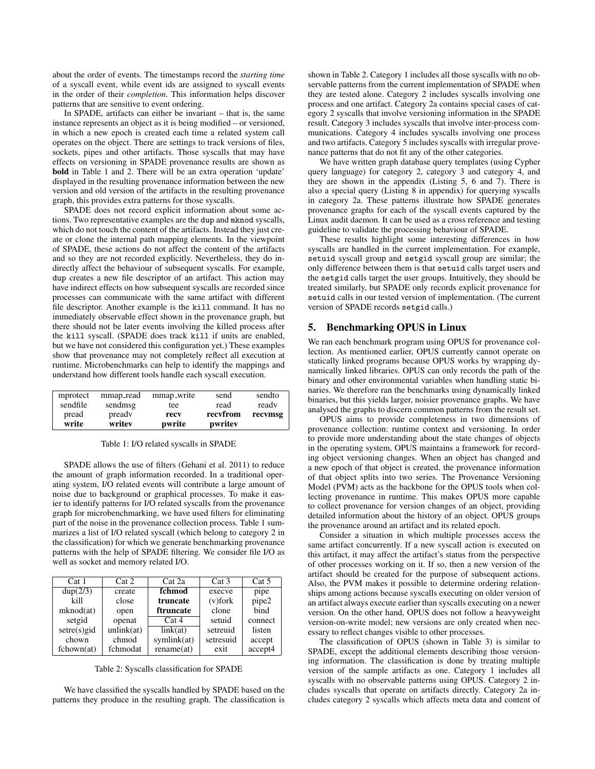about the order of events. The timestamps record the *starting time* of a syscall event, while event ids are assigned to syscall events in the order of their *completion*. This information helps discover patterns that are sensitive to event ordering.

In SPADE, artifacts can either be invariant – that is, the same instance represents an object as it is being modified – or versioned, in which a new epoch is created each time a related system call operates on the object. There are settings to track versions of files, sockets, pipes and other artifacts. Those syscalls that may have effects on versioning in SPADE provenance results are shown as **bold** in Table 1 and 2. There will be an extra operation 'update' displayed in the resulting provenance information between the new version and old version of the artifacts in the resulting provenance graph, this provides extra patterns for those syscalls.

SPADE does not record explicit information about some actions. Two representative examples are the `dup` and `mknod` syscalls, which do not touch the content of the artifacts. Instead they just create or clone the internal path mapping elements. In the viewpoint of SPADE, these actions do not affect the content of the artifacts and so they are not recorded explicitly. Nevertheless, they do indirectly affect the behaviour of subsequent syscalls. For example, `dup` creates a new file descriptor of an artifact. This action may have indirect effects on how subsequent syscalls are recorded since processes can communicate with the same artifact with different file descriptor. Another example is the `kill` command. It has no immediately observable effect shown in the provenance graph, but there should not be later events involving the killed process after the `kill` syscall. (SPADE does track `kill` if units are enabled, but we have not considered this configuration yet.) These examples show that provenance may not completely reflect all execution at runtime. Microbenchmarks can help to identify the mappings and understand how different tools handle each syscall execution.

| mprotect | mmap_read | mmap_write | send | sendto |
|---|---|---|---|---|
| sendfile | sendmsg | tee | read | readv |
| pread | preadv | **recv** | **recvfrom** | **recvmsg** |
| **write** | **writev** | **pwrite** | **pwritev** | |

Table 1: I/O related syscalls in SPADE

SPADE allows the use of filters (Gehani et al. 2011) to reduce the amount of graph information recorded. In a traditional operating system, I/O related events will contribute a large amount of noise due to background or graphical processes. To make it easier to identify patterns for I/O related syscalls from the provenance graph for microbenchmarking, we have used filters for eliminating part of the noise in the provenance collection process. Table 1 summarizes a list of I/O related syscall (which belong to category 2 in the classification) for which we generate benchmarking provenance patterns with the help of SPADE filtering. We consider file I/O as well as socket and memory related I/O.

| Cat 1 | Cat 2 | Cat 2a | Cat 3 | Cat 5 |
|---|---|---|---|---|
| dup(2/3) | create | **fchmod** | execve | pipe |
| kill | close | **truncate** | (v)fork | pipe2 |
| mknod(at) | open | **ftruncate** | clone | bind |
| setgid | openat | Cat 4 | setuid | connect |
| setre(s)gid | unlink(at) | link(at) | setreuid | listen |
| chown | chmod | symlink(at) | setresuid | accept |
| fchown(at) | fchmodat | rename(at) | exit | accept4 |

Table 2: Syscalls classification for SPADE

We have classified the syscalls handled by SPADE based on the patterns they produce in the resulting graph. The classification is shown in Table 2. Category 1 includes all those syscalls with no observable patterns from the current implementation of SPADE when they are tested alone. Category 2 includes syscalls involving one process and one artifact. Category 2a contains special cases of category 2 syscalls that involve versioning information in the SPADE result. Category 3 includes syscalls that involve inter-process communications. Category 4 includes syscalls involving one process and two artifacts. Category 5 includes syscalls with irregular provenance patterns that do not fit any of the other categories.

We have written graph database query templates (using Cypher query language) for category 2, category 3 and category 4, and they are shown in the appendix (Listing 5, 6 and 7). There is also a special query (Listing 8 in appendix) for querying syscalls in category 2a. These patterns illustrate how SPADE generates provenance graphs for each of the syscall events captured by the Linux audit daemon. It can be used as a cross reference and testing guideline to validate the processing behaviour of SPADE.

These results highlight some interesting differences in how syscalls are handled in the current implementation. For example, `setuid` syscall group and `setgid` syscall group are similar; the only difference between them is that `setuid` calls target users and the `setgid` calls target the user groups. Intuitively, they should be treated similarly, but SPADE only records explicit provenance for `setuid` calls in our tested version of implementation. (The current version of SPADE records `setgid` calls.)

## 5. Benchmarking OPUS in Linux

We ran each benchmark program using OPUS for provenance collection. As mentioned earlier, OPUS currently cannot operate on statically linked programs because OPUS works by wrapping dynamically linked libraries. OPUS can only records the path of the binary and other environmental variables when handling static binaries. We therefore ran the benchmarks using dynamically linked binaries, but this yields larger, noisier provenance graphs. We have analysed the graphs to discern common patterns from the result set.

OPUS aims to provide completeness in two dimensions of provenance collection: runtime context and versioning. In order to provide more understanding about the state changes of objects in the operating system, OPUS maintains a framework for recording object versioning changes. When an object has changed and a new epoch of that object is created, the provenance information of that object splits into two series. The Provenance Versioning Model (PVM) acts as the backbone for the OPUS tools when collecting provenance in runtime. This makes OPUS more capable to collect provenance for version changes of an object, providing detailed information about the history of an object. OPUS groups the provenance around an artifact and its related epoch.

Consider a situation in which multiple processes access the same artifact concurrently. If a new syscall action is executed on this artifact, it may affect the artifact's status from the perspective of other processes working on it. If so, then a new version of the artifact should be created for the purpose of subsequent actions. Also, the PVM makes it possible to determine ordering relationships among actions because syscalls executing on older version of an artifact always execute earlier than syscalls executing on a newer version. On the other hand, OPUS does not follow a heavyweight version-on-write model; new versions are only created when necessary to reflect changes visible to other processes.

The classification of OPUS (shown in Table 3) is similar to SPADE, except the additional elements describing those versioning information. The classification is done by treating multiple version of the sample artifacts as one. Category 1 includes all syscalls with no observable patterns using OPUS. Category 2 includes syscalls that operate on artifacts directly. Category 2a includes category 2 syscalls which affects meta data and content of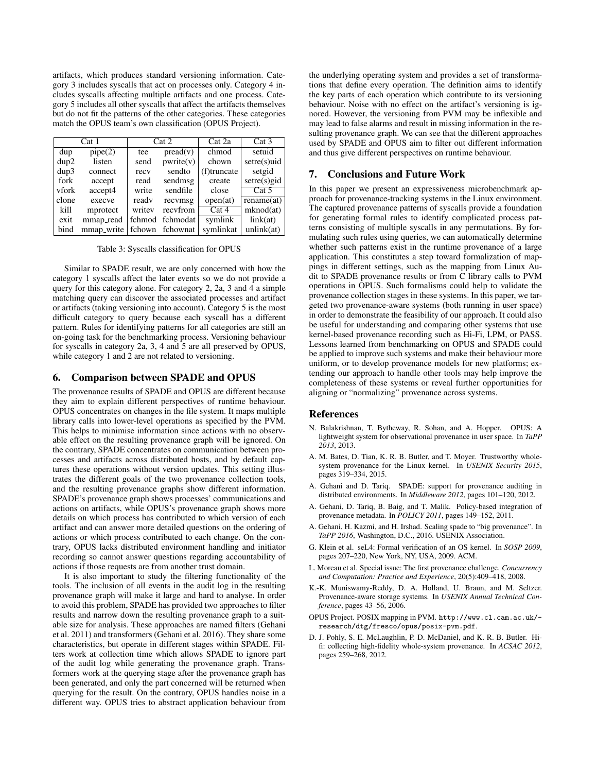artifacts, which produces standard versioning information. Category 3 includes syscalls that act on processes only. Category 4 includes syscalls affecting multiple artifacts and one process. Category 5 includes all other syscalls that affect the artifacts themselves but do not fit the patterns of the other categories. These categories match the OPUS team's own classification (OPUS Project).

| Cat 1 | | Cat 2 | | Cat 2a | Cat 3 |
|---|---|---|---|---|---|
| dup | pipe(2) | tee | pread(v) | chmod | setuid |
| dup2 | listen | send | pwrite(v) | chown | setre(s)uid |
| dup3 | connect | recv | sendto | (f)truncate | setgid |
| fork | accept | read | sendmsg | create | setre(s)gid |
| vfork | accept4 | write | sendfile | close | **Cat 5** |
| clone | execve | readv | recvmsg | open(at) | rename(at) |
| kill | mprotect | writev | recvfrom | **Cat 4** | mknod(at) |
| exit | mmap_read | fchmod | fchmodat | symlink | link(at) |
| bind | mmap_write | fchown | fchownat | symlinkat | unlink(at) |

Table 3: Syscalls classification for OPUS

Similar to SPADE result, we are only concerned with how the category 1 syscalls affect the later events so we do not provide a query for this category alone. For category 2, 2a, 3 and 4 a simple matching query can discover the associated processes and artifact or artifacts (taking versioning into account). Category 5 is the most difficult category to query because each syscall has a different pattern. Rules for identifying patterns for all categories are still an on-going task for the benchmarking process. Versioning behaviour for syscalls in category 2a, 3, 4 and 5 are all preserved by OPUS, while category 1 and 2 are not related to versioning.

## 6. Comparison between SPADE and OPUS

The provenance results of SPADE and OPUS are different because they aim to explain different perspectives of runtime behaviour. OPUS concentrates on changes in the file system. It maps multiple library calls into lower-level operations as specified by the PVM. This helps to minimise information since actions with no observable effect on the resulting provenance graph will be ignored. On the contrary, SPADE concentrates on communication between processes and artifacts across distributed hosts, and by default captures these operations without version updates. This setting illustrates the different goals of the two provenance collection tools, and the resulting provenance graphs show different information. SPADE's provenance graph shows processes' communications and actions on artifacts, while OPUS's provenance graph shows more details on which process has contributed to which version of each artifact and can answer more detailed questions on the ordering of actions or which process contributed to each change. On the contrary, OPUS lacks distributed environment handling and initiator recording so cannot answer questions regarding accountability of actions if those requests are from another trust domain.

It is also important to study the filtering functionality of the tools. The inclusion of all events in the audit log in the resulting provenance graph will make it large and hard to analyse. In order to avoid this problem, SPADE has provided two approaches to filter results and narrow down the resulting provenance graph to a suitable size for analysis. These approaches are named filters (Gehani et al. 2011) and transformers (Gehani et al. 2016). They share some characteristics, but operate in different stages within SPADE. Filters work at collection time which allows SPADE to ignore part of the audit log while generating the provenance graph. Transformers work at the querying stage after the provenance graph has been generated, and only the part concerned will be returned when querying for the result. On the contrary, OPUS handles noise in a different way. OPUS tries to abstract application behaviour from the underlying operating system and provides a set of transformations that define every operation. The definition aims to identify the key parts of each operation which contribute to its versioning behaviour. Noise with no effect on the artifact's versioning is ignored. However, the versioning from PVM may be inflexible and may lead to false alarms and result in missing information in the resulting provenance graph. We can see that the different approaches used by SPADE and OPUS aim to filter out different information and thus give different perspectives on runtime behaviour.

## 7. Conclusions and Future Work

In this paper we present an expressiveness microbenchmark approach for provenance-tracking systems in the Linux environment. The captured provenance patterns of syscalls provide a foundation for generating formal rules to identify complicated process patterns consisting of multiple syscalls in any permutations. By formulating such rules using queries, we can automatically determine whether such patterns exist in the runtime provenance of a large application. This constitutes a step toward formalization of mappings in different settings, such as the mapping from Linux Audit to SPADE provenance results or from C library calls to PVM operations in OPUS. Such formalisms could help to validate the provenance collection stages in these systems. In this paper, we targeted two provenance-aware systems (both running in user space) in order to demonstrate the feasibility of our approach. It could also be useful for understanding and comparing other systems that use kernel-based provenance recording such as Hi-Fi, LPM, or PASS. Lessons learned from benchmarking on OPUS and SPADE could be applied to improve such systems and make their behaviour more uniform, or to develop provenance models for new platforms; extending our approach to handle other tools may help improve the completeness of these systems or reveal further opportunities for aligning or "normalizing" provenance across systems.

## References

N. Balakrishnan, T. Bytheway, R. Sohan, and A. Hopper. OPUS: A lightweight system for observational provenance in user space. In *TaPP 2013*, 2013.

A. M. Bates, D. Tian, K. R. B. Butler, and T. Moyer. Trustworthy whole-system provenance for the Linux kernel. In *USENIX Security 2015*, pages 319–334, 2015.

A. Gehani and D. Tariq. SPADE: support for provenance auditing in distributed environments. In *Middleware 2012*, pages 101–120, 2012.

A. Gehani, D. Tariq, B. Baig, and T. Malik. Policy-based integration of provenance metadata. In *POLICY 2011*, pages 149–152, 2011.

A. Gehani, H. Kazmi, and H. Irshad. Scaling spade to "big provenance". In *TaPP 2016*, Washington, D.C., 2016. USENIX Association.

G. Klein et al. seL4: Formal verification of an OS kernel. In *SOSP 2009*, pages 207–220, New York, NY, USA, 2009. ACM.

L. Moreau et al. Special issue: The first provenance challenge. *Concurrency and Computation: Practice and Experience*, 20(5):409–418, 2008.

K.-K. Muniswamy-Reddy, D. A. Holland, U. Braun, and M. Seltzer. Provenance-aware storage systems. In *USENIX Annual Technical Conference*, pages 43–56, 2006.

OPUS Project. POSIX mapping in PVM. `http://www.cl.cam.ac.uk/-research/dtg/fresco/opus/posix-pvm.pdf`.

D. J. Pohly, S. E. McLaughlin, P. D. McDaniel, and K. R. B. Butler. Hi-fi: collecting high-fidelity whole-system provenance. In *ACSAC 2012*, pages 259–268, 2012.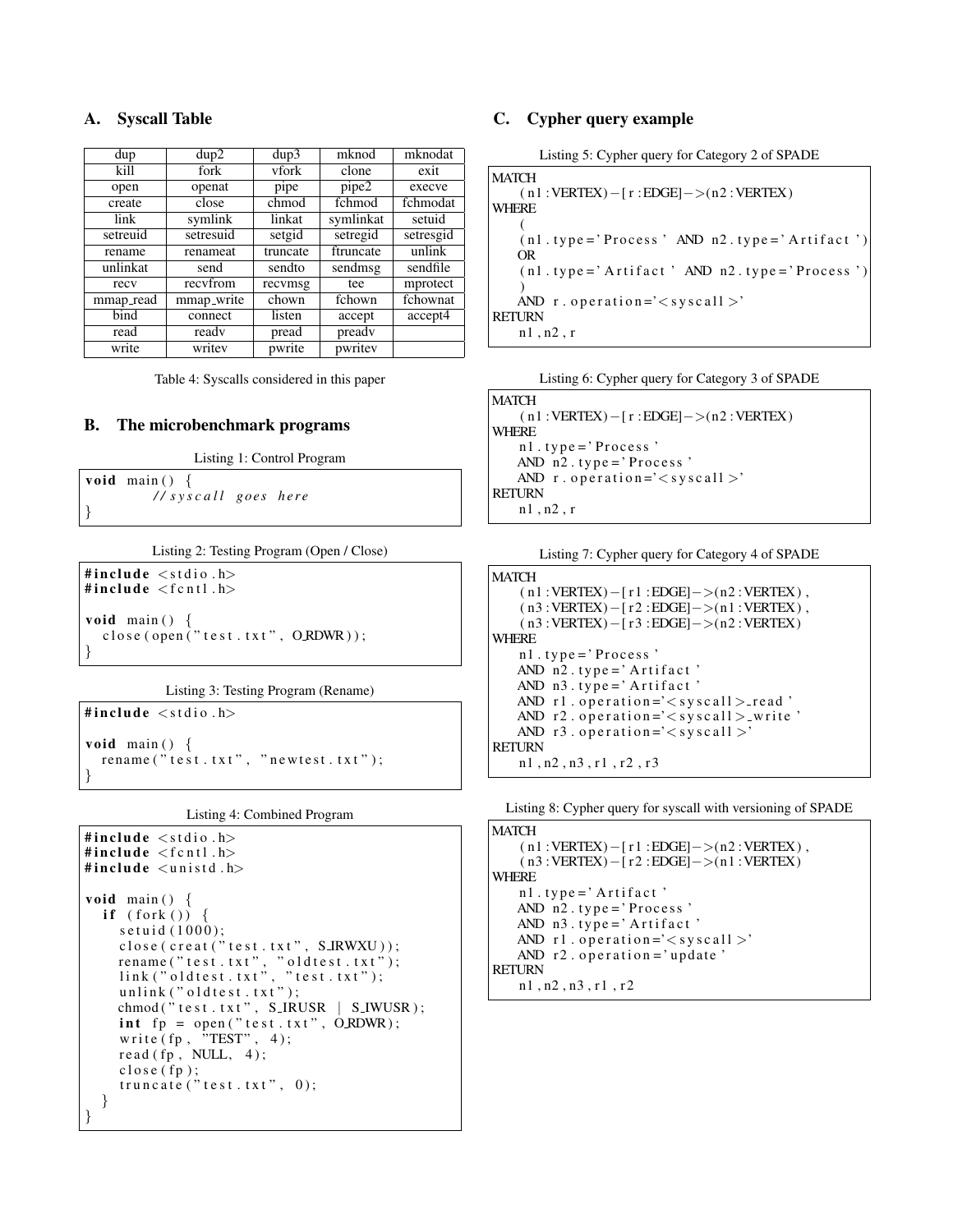## A. Syscall Table

| dup | dup2 | dup3 | mknod | mknodat |
|---|---|---|---|---|
| kill | fork | vfork | clone | exit |
| open | openat | pipe | pipe2 | execve |
| create | close | chmod | fchmod | fchmodat |
| link | symlink | linkat | symlinkat | setuid |
| setreuid | setresuid | setgid | setregid | setresgid |
| rename | renameat | truncate | ftruncate | unlink |
| unlinkat | send | sendto | sendmsg | sendfile |
| recv | recvfrom | recvmsg | tee | mprotect |
| mmap_read | mmap_write | chown | fchown | fchownat |
| bind | connect | listen | accept | accept4 |
| read | readv | pread | preadv | |
| write | writev | pwrite | pwritev | |

Table 4: Syscalls considered in this paper

## B. The microbenchmark programs

Listing 1: Control Program

```
void main() {
        //syscall goes here
}
```

Listing 2: Testing Program (Open / Close)

```
#include <stdio.h>
#include <fcntl.h>

void main() {
  close(open("test.txt", O_RDWR));
}
```

Listing 3: Testing Program (Rename)

```
#include <stdio.h>

void main() {
  rename("test.txt", "newtest.txt");
}
```

Listing 4: Combined Program

```
#include <stdio.h>
#include <fcntl.h>
#include <unistd.h>

void main() {
  if (fork()) {
    setuid(1000);
    close(creat("test.txt", S_IRWXU));
    rename("test.txt", "oldtest.txt");
    link("oldtest.txt", "test.txt");
    unlink("oldtest.txt");
    chmod("test.txt", S_IRUSR | S_IWUSR);
    int fp = open("test.txt", O_RDWR);
    write(fp, "TEST", 4);
    read(fp, NULL, 4);
    close(fp);
    truncate("test.txt", 0);
  }
}
```

## C. Cypher query example

Listing 5: Cypher query for Category 2 of SPADE

```
MATCH
  (n1:VERTEX)-[r:EDGE]->(n2:VERTEX)
WHERE
  (
  (n1.type='Process' AND n2.type='Artifact')
  OR
  (n1.type='Artifact' AND n2.type='Process')
  )
  AND r.operation='<syscall>'
RETURN
  n1, n2, r
```

Listing 6: Cypher query for Category 3 of SPADE

```
MATCH
  (n1:VERTEX)-[r:EDGE]->(n2:VERTEX)
WHERE
  n1.type='Process'
  AND n2.type='Process'
  AND r.operation='<syscall>'
RETURN
  n1, n2, r
```

Listing 7: Cypher query for Category 4 of SPADE

```
MATCH
  (n1:VERTEX)-[r1:EDGE]->(n2:VERTEX),
  (n3:VERTEX)-[r2:EDGE]->(n1:VERTEX),
  (n3:VERTEX)-[r3:EDGE]->(n2:VERTEX)
WHERE
  n1.type='Process'
  AND n2.type='Artifact'
  AND n3.type='Artifact'
  AND r1.operation='<syscall>_read'
  AND r2.operation='<syscall>_write'
  AND r3.operation='<syscall>'
RETURN
  n1, n2, n3, r1, r2, r3
```

Listing 8: Cypher query for syscall with versioning of SPADE

```
MATCH
  (n1:VERTEX)-[r1:EDGE]->(n2:VERTEX),
  (n3:VERTEX)-[r2:EDGE]->(n1:VERTEX)
WHERE
  n1.type='Artifact'
  AND n2.type='Process'
  AND n3.type='Artifact'
  AND r1.operation='<syscall>'
  AND r2.operation='update'
RETURN
  n1, n2, n3, r1, r2
```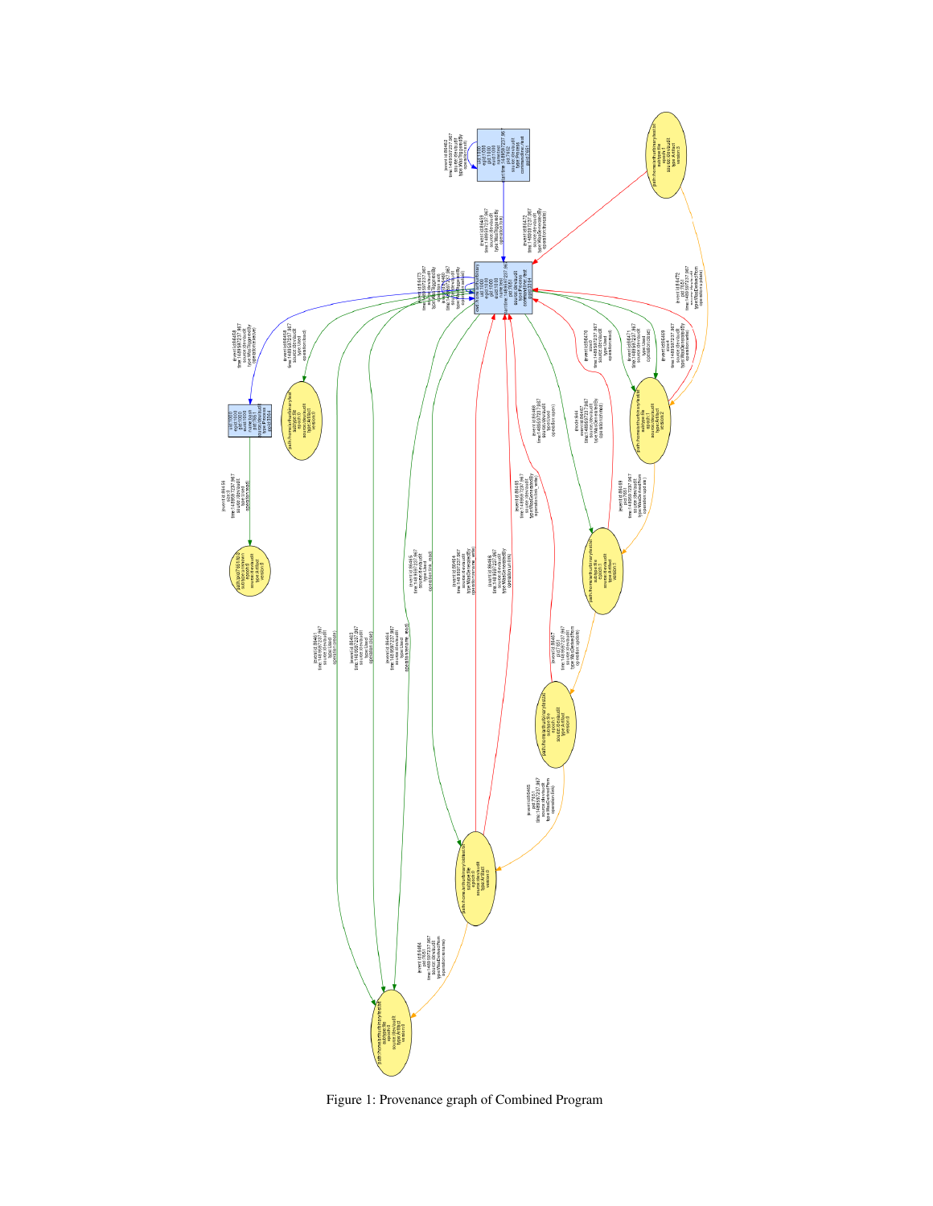Figure 1: Provenance graph of Combined Program